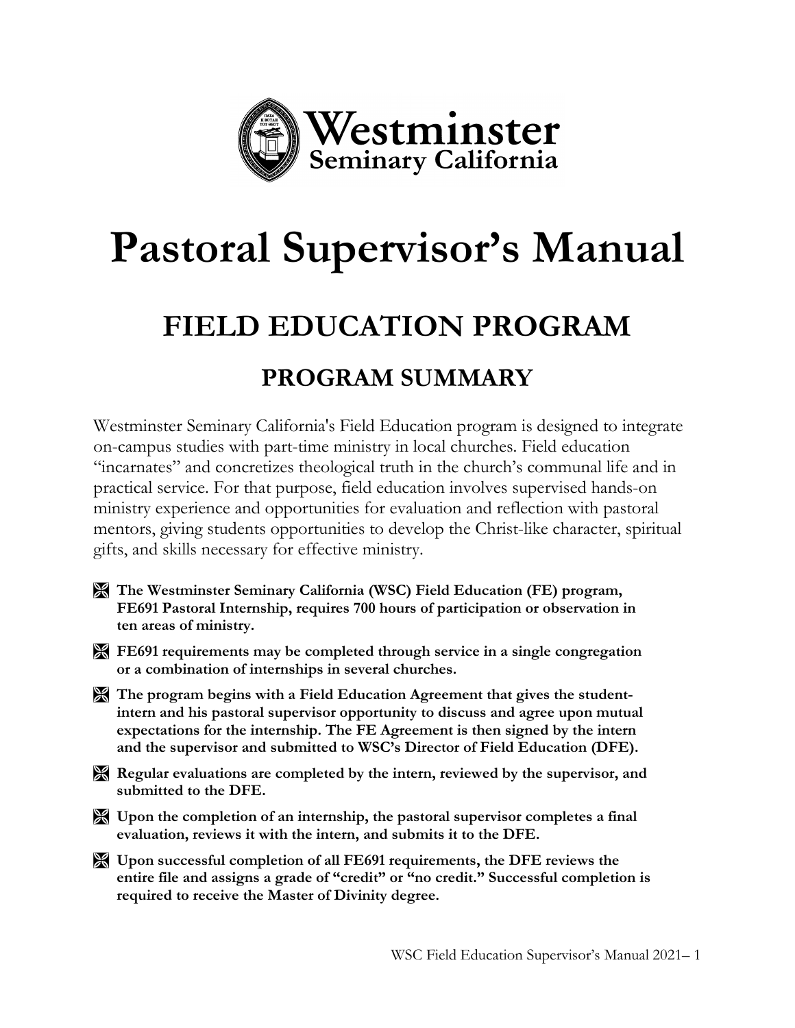# Pastoral Supervisor's Manual

## FIELD EDUCATION PROGRAM

### PROGRAM SUMMARY

Westminster Seminary California's Field Education program is designed to integrate on-campus studies with part-time ministry in local churches. Field education "incarnates" and concretizes theological truth in the church's communal life and in practical service. For that purpose, field education involves supervised hands-on ministry experience and opportunities for evaluation and reflection with pastoral mentors, giving students opportunities to develop the Christ-like character, spiritual gifts, and skills necessary for effective ministry.

- **The Westminster Seminary California (WSC) Field Education (FE) program, FE691 Pastoral Internship, requires 700 hours of participation or observation in ten areas of ministry.**
- **FE691 requirements may be completed through service in a single congregation or a combination of internships in several churches.**
- **The program begins with a Field Education Agreement that gives the student-intern and his pastoral supervisor opportunity to discuss and agree upon mutual expectations for the internship. The FE Agreement is then signed by the intern and the supervisor and submitted to WSC's Director of Field Education (DFE).**
- **Regular evaluations are completed by the intern, reviewed by the supervisor, and submitted to the DFE.**
- **Upon the completion of an internship, the pastoral supervisor completes a final evaluation, reviews it with the intern, and submits it to the DFE.**
- **Upon successful completion of all FE691 requirements, the DFE reviews the entire file and assigns a grade of "credit" or "no credit." Successful completion is required to receive the Master of Divinity degree.**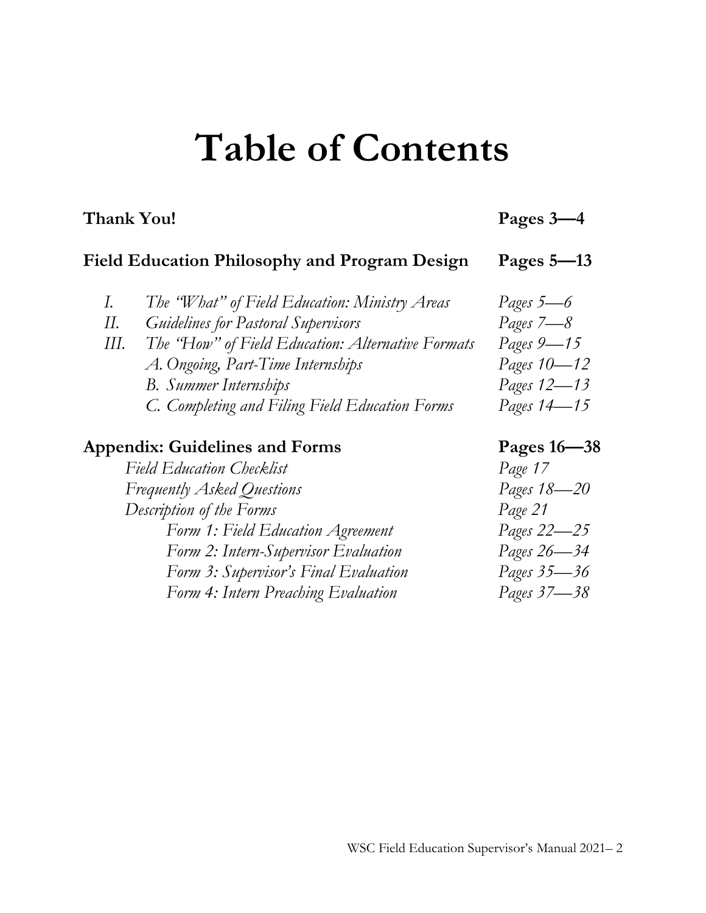# Table of Contents

| | |
|---|---|
| **Thank You!** | **Pages 3—4** |
| **Field Education Philosophy and Program Design** | **Pages 5—13** |
| *I. The "What" of Field Education: Ministry Areas* | *Pages 5—6* |
| *II. Guidelines for Pastoral Supervisors* | *Pages 7—8* |
| *III. The "How" of Field Education: Alternative Formats* | *Pages 9—15* |
| *A. Ongoing, Part-Time Internships* | *Pages 10—12* |
| *B. Summer Internships* | *Pages 12—13* |
| *C. Completing and Filing Field Education Forms* | *Pages 14—15* |
| **Appendix: Guidelines and Forms** | **Pages 16—38** |
| *Field Education Checklist* | *Page 17* |
| *Frequently Asked Questions* | *Pages 18—20* |
| *Description of the Forms* | *Page 21* |
| *Form 1: Field Education Agreement* | *Pages 22—25* |
| *Form 2: Intern-Supervisor Evaluation* | *Pages 26—34* |
| *Form 3: Supervisor's Final Evaluation* | *Pages 35—36* |
| *Form 4: Intern Preaching Evaluation* | *Pages 37—38* |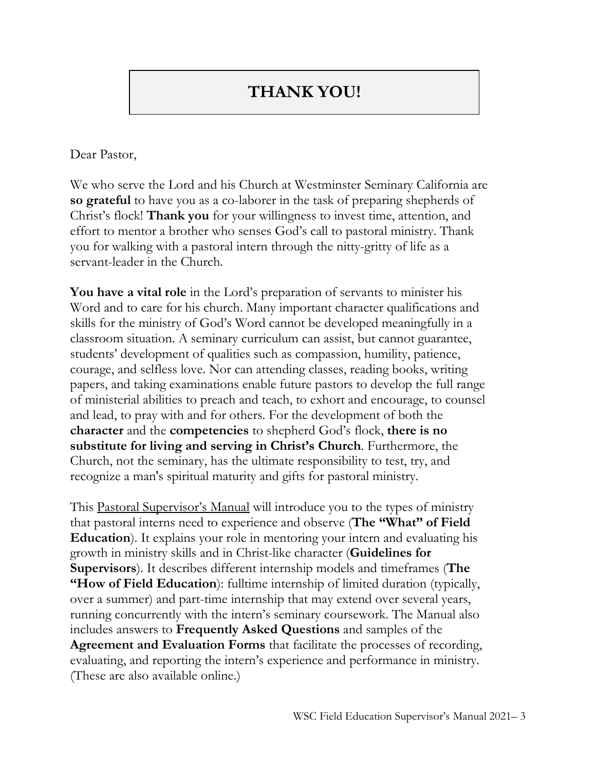# THANK YOU!

Dear Pastor,

We who serve the Lord and his Church at Westminster Seminary California are **so grateful** to have you as a co-laborer in the task of preparing shepherds of Christ's flock! **Thank you** for your willingness to invest time, attention, and effort to mentor a brother who senses God's call to pastoral ministry. Thank you for walking with a pastoral intern through the nitty-gritty of life as a servant-leader in the Church.

**You have a vital role** in the Lord's preparation of servants to minister his Word and to care for his church. Many important character qualifications and skills for the ministry of God's Word cannot be developed meaningfully in a classroom situation. A seminary curriculum can assist, but cannot guarantee, students' development of qualities such as compassion, humility, patience, courage, and selfless love. Nor can attending classes, reading books, writing papers, and taking examinations enable future pastors to develop the full range of ministerial abilities to preach and teach, to exhort and encourage, to counsel and lead, to pray with and for others. For the development of both the **character** and the **competencies** to shepherd God's flock, **there is no substitute for living and serving in Christ's Church**. Furthermore, the Church, not the seminary, has the ultimate responsibility to test, try, and recognize a man's spiritual maturity and gifts for pastoral ministry.

This Pastoral Supervisor's Manual will introduce you to the types of ministry that pastoral interns need to experience and observe (**The "What" of Field Education**). It explains your role in mentoring your intern and evaluating his growth in ministry skills and in Christ-like character (**Guidelines for Supervisors**). It describes different internship models and timeframes (**The "How of Field Education**): fulltime internship of limited duration (typically, over a summer) and part-time internship that may extend over several years, running concurrently with the intern's seminary coursework. The Manual also includes answers to **Frequently Asked Questions** and samples of the **Agreement and Evaluation Forms** that facilitate the processes of recording, evaluating, and reporting the intern's experience and performance in ministry. (These are also available online.)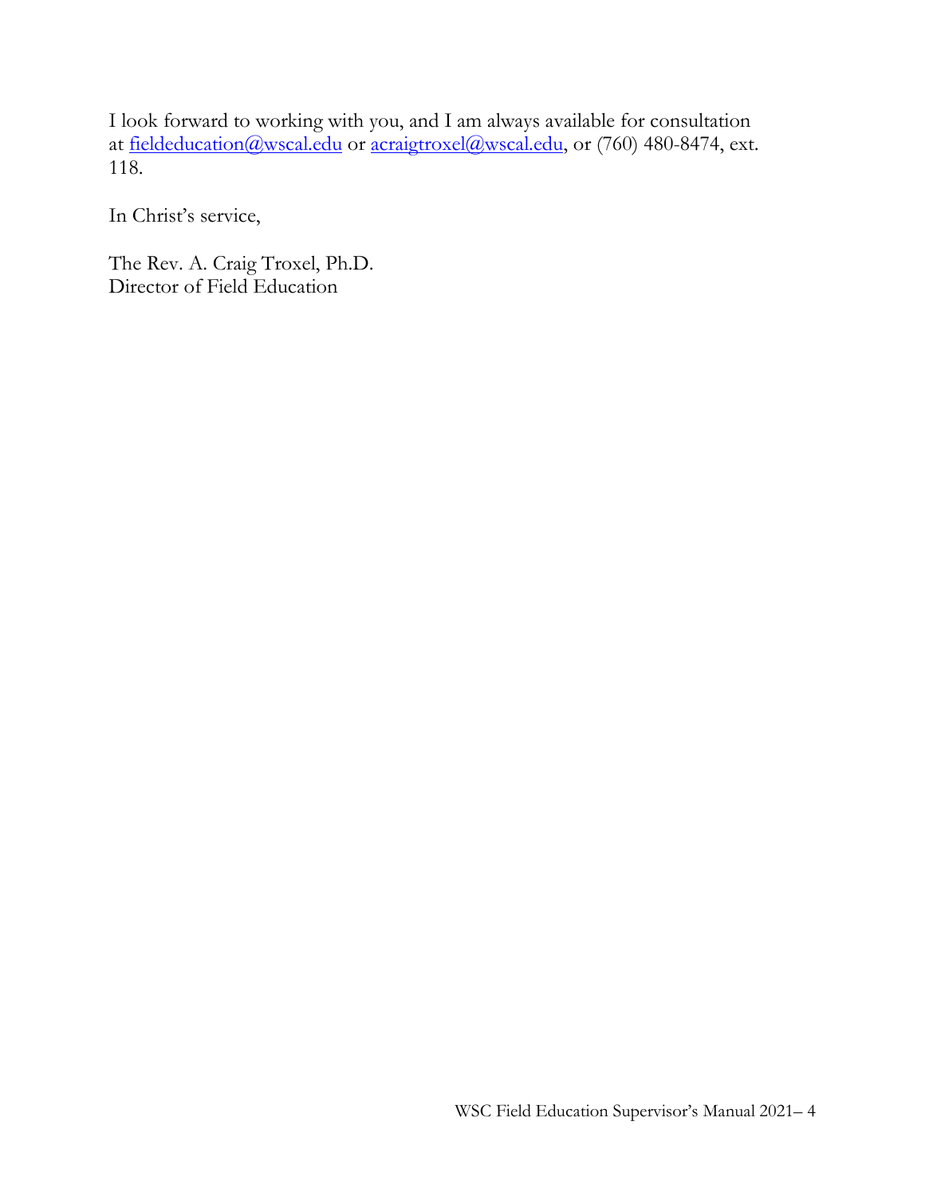I look forward to working with you, and I am always available for consultation at fieldeducation@wscal.edu or acraigtroxel@wscal.edu, or (760) 480-8474, ext. 118.

In Christ's service,

The Rev. A. Craig Troxel, Ph.D.
Director of Field Education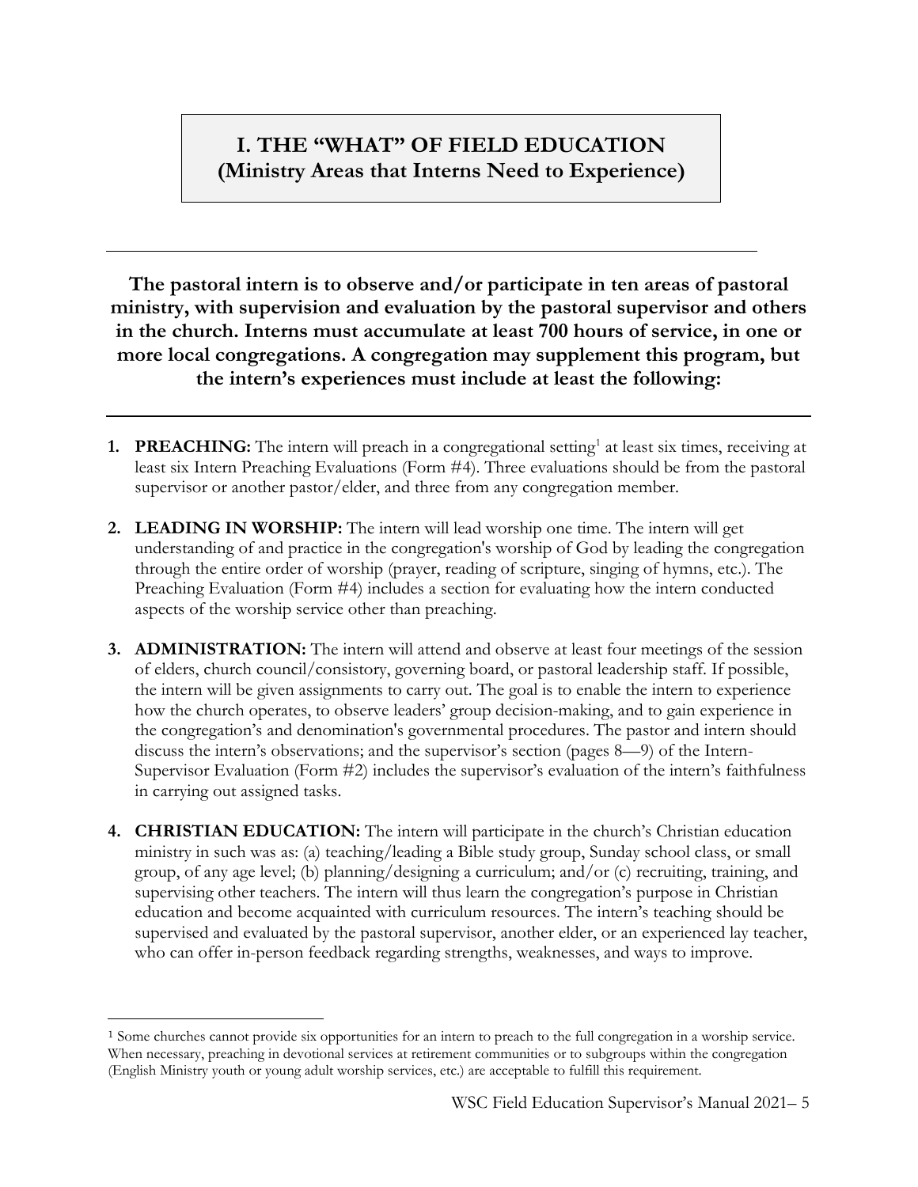# I. THE "WHAT" OF FIELD EDUCATION
## (Ministry Areas that Interns Need to Experience)

---

**The pastoral intern is to observe and/or participate in ten areas of pastoral ministry, with supervision and evaluation by the pastoral supervisor and others in the church. Interns must accumulate at least 700 hours of service, in one or more local congregations. A congregation may supplement this program, but the intern's experiences must include at least the following:**

---

1. **PREACHING:** The intern will preach in a congregational setting[1] at least six times, receiving at least six Intern Preaching Evaluations (Form #4). Three evaluations should be from the pastoral supervisor or another pastor/elder, and three from any congregation member.

2. **LEADING IN WORSHIP:** The intern will lead worship one time. The intern will get understanding of and practice in the congregation's worship of God by leading the congregation through the entire order of worship (prayer, reading of scripture, singing of hymns, etc.). The Preaching Evaluation (Form #4) includes a section for evaluating how the intern conducted aspects of the worship service other than preaching.

3. **ADMINISTRATION:** The intern will attend and observe at least four meetings of the session of elders, church council/consistory, governing board, or pastoral leadership staff. If possible, the intern will be given assignments to carry out. The goal is to enable the intern to experience how the church operates, to observe leaders' group decision-making, and to gain experience in the congregation's and denomination's governmental procedures. The pastor and intern should discuss the intern's observations; and the supervisor's section (pages 8—9) of the Intern-Supervisor Evaluation (Form #2) includes the supervisor's evaluation of the intern's faithfulness in carrying out assigned tasks.

4. **CHRISTIAN EDUCATION:** The intern will participate in the church's Christian education ministry in such was as: (a) teaching/leading a Bible study group, Sunday school class, or small group, of any age level; (b) planning/designing a curriculum; and/or (c) recruiting, training, and supervising other teachers. The intern will thus learn the congregation's purpose in Christian education and become acquainted with curriculum resources. The intern's teaching should be supervised and evaluated by the pastoral supervisor, another elder, or an experienced lay teacher, who can offer in-person feedback regarding strengths, weaknesses, and ways to improve.

---

[1] Some churches cannot provide six opportunities for an intern to preach to the full congregation in a worship service. When necessary, preaching in devotional services at retirement communities or to subgroups within the congregation (English Ministry youth or young adult worship services, etc.) are acceptable to fulfill this requirement.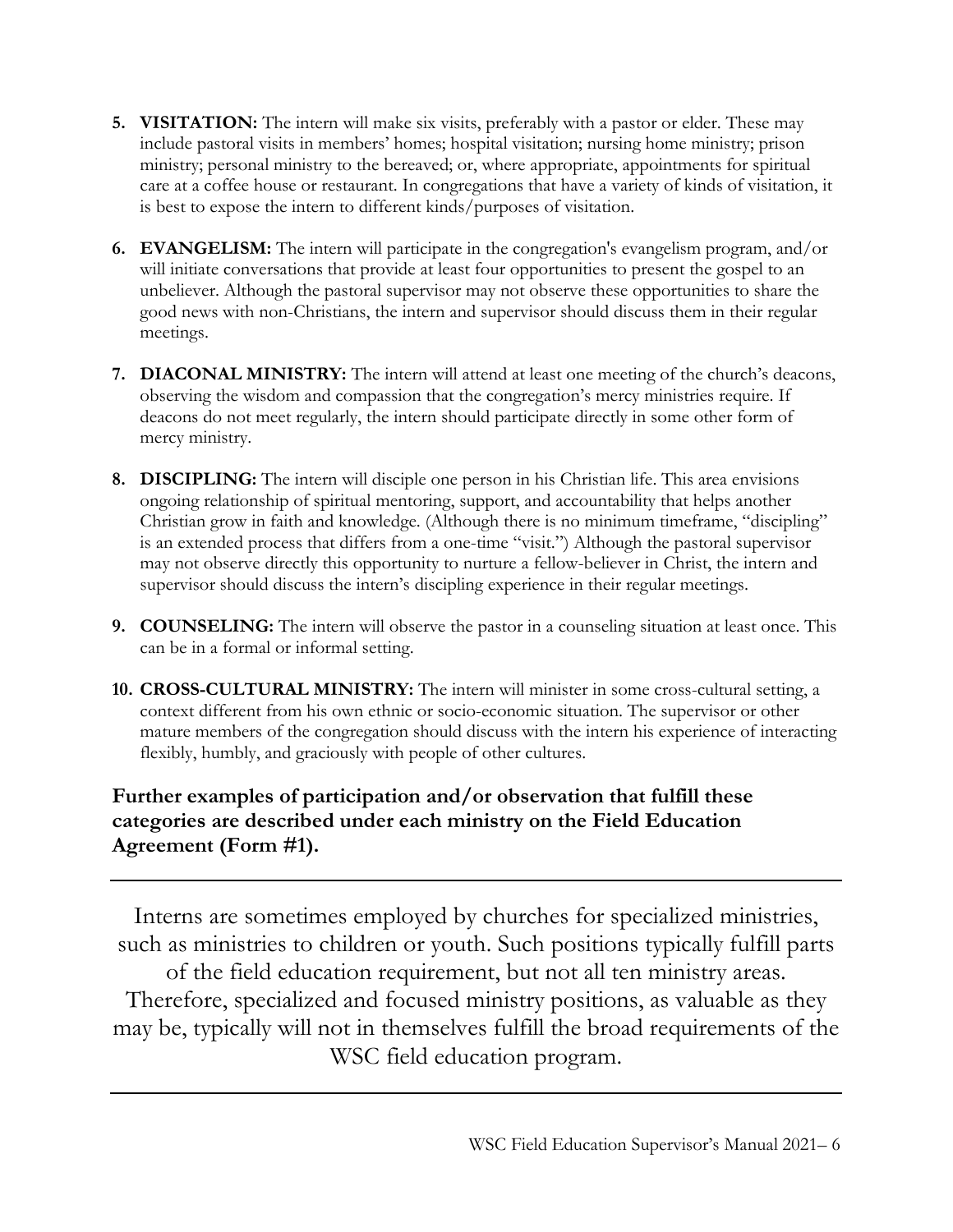5. **VISITATION:** The intern will make six visits, preferably with a pastor or elder. These may include pastoral visits in members' homes; hospital visitation; nursing home ministry; prison ministry; personal ministry to the bereaved; or, where appropriate, appointments for spiritual care at a coffee house or restaurant. In congregations that have a variety of kinds of visitation, it is best to expose the intern to different kinds/purposes of visitation.

6. **EVANGELISM:** The intern will participate in the congregation's evangelism program, and/or will initiate conversations that provide at least four opportunities to present the gospel to an unbeliever. Although the pastoral supervisor may not observe these opportunities to share the good news with non-Christians, the intern and supervisor should discuss them in their regular meetings.

7. **DIACONAL MINISTRY:** The intern will attend at least one meeting of the church's deacons, observing the wisdom and compassion that the congregation's mercy ministries require. If deacons do not meet regularly, the intern should participate directly in some other form of mercy ministry.

8. **DISCIPLING:** The intern will disciple one person in his Christian life. This area envisions ongoing relationship of spiritual mentoring, support, and accountability that helps another Christian grow in faith and knowledge. (Although there is no minimum timeframe, "discipling" is an extended process that differs from a one-time "visit.") Although the pastoral supervisor may not observe directly this opportunity to nurture a fellow-believer in Christ, the intern and supervisor should discuss the intern's discipling experience in their regular meetings.

9. **COUNSELING:** The intern will observe the pastor in a counseling situation at least once. This can be in a formal or informal setting.

10. **CROSS-CULTURAL MINISTRY:** The intern will minister in some cross-cultural setting, a context different from his own ethnic or socio-economic situation. The supervisor or other mature members of the congregation should discuss with the intern his experience of interacting flexibly, humbly, and graciously with people of other cultures.

**Further examples of participation and/or observation that fulfill these categories are described under each ministry on the Field Education Agreement (Form #1).**

---

Interns are sometimes employed by churches for specialized ministries, such as ministries to children or youth. Such positions typically fulfill parts of the field education requirement, but not all ten ministry areas. Therefore, specialized and focused ministry positions, as valuable as they may be, typically will not in themselves fulfill the broad requirements of the WSC field education program.

---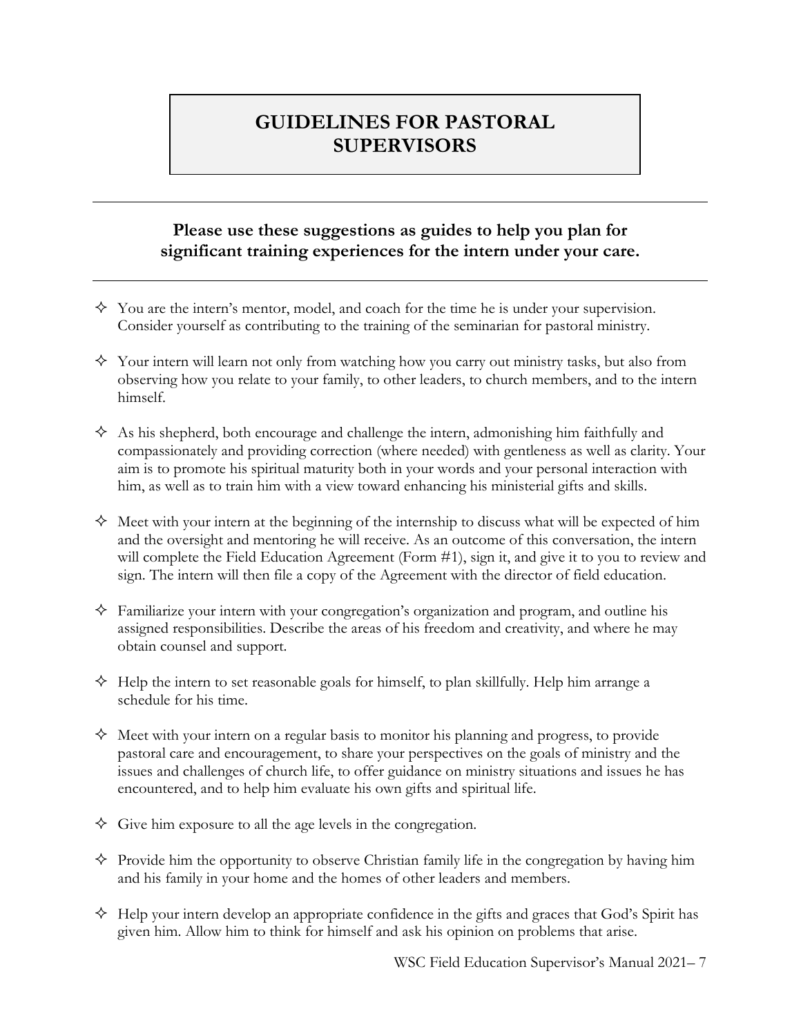# GUIDELINES FOR PASTORAL SUPERVISORS

---

**Please use these suggestions as guides to help you plan for significant training experiences for the intern under your care.**

---

- You are the intern's mentor, model, and coach for the time he is under your supervision. Consider yourself as contributing to the training of the seminarian for pastoral ministry.

- Your intern will learn not only from watching how you carry out ministry tasks, but also from observing how you relate to your family, to other leaders, to church members, and to the intern himself.

- As his shepherd, both encourage and challenge the intern, admonishing him faithfully and compassionately and providing correction (where needed) with gentleness as well as clarity. Your aim is to promote his spiritual maturity both in your words and your personal interaction with him, as well as to train him with a view toward enhancing his ministerial gifts and skills.

- Meet with your intern at the beginning of the internship to discuss what will be expected of him and the oversight and mentoring he will receive. As an outcome of this conversation, the intern will complete the Field Education Agreement (Form #1), sign it, and give it to you to review and sign. The intern will then file a copy of the Agreement with the director of field education.

- Familiarize your intern with your congregation's organization and program, and outline his assigned responsibilities. Describe the areas of his freedom and creativity, and where he may obtain counsel and support.

- Help the intern to set reasonable goals for himself, to plan skillfully. Help him arrange a schedule for his time.

- Meet with your intern on a regular basis to monitor his planning and progress, to provide pastoral care and encouragement, to share your perspectives on the goals of ministry and the issues and challenges of church life, to offer guidance on ministry situations and issues he has encountered, and to help him evaluate his own gifts and spiritual life.

- Give him exposure to all the age levels in the congregation.

- Provide him the opportunity to observe Christian family life in the congregation by having him and his family in your home and the homes of other leaders and members.

- Help your intern develop an appropriate confidence in the gifts and graces that God's Spirit has given him. Allow him to think for himself and ask his opinion on problems that arise.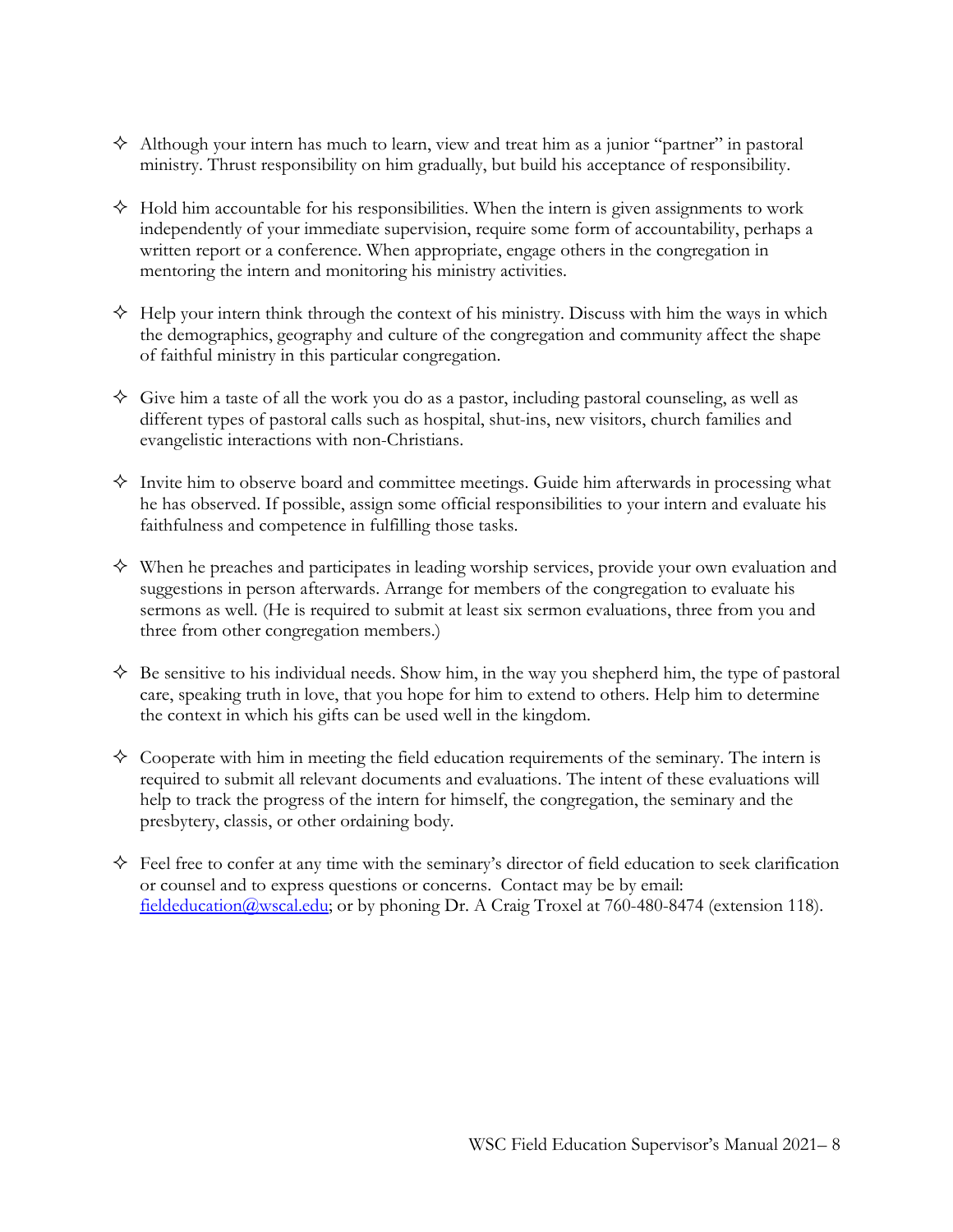- Although your intern has much to learn, view and treat him as a junior "partner" in pastoral ministry. Thrust responsibility on him gradually, but build his acceptance of responsibility.

- Hold him accountable for his responsibilities. When the intern is given assignments to work independently of your immediate supervision, require some form of accountability, perhaps a written report or a conference. When appropriate, engage others in the congregation in mentoring the intern and monitoring his ministry activities.

- Help your intern think through the context of his ministry. Discuss with him the ways in which the demographics, geography and culture of the congregation and community affect the shape of faithful ministry in this particular congregation.

- Give him a taste of all the work you do as a pastor, including pastoral counseling, as well as different types of pastoral calls such as hospital, shut-ins, new visitors, church families and evangelistic interactions with non-Christians.

- Invite him to observe board and committee meetings. Guide him afterwards in processing what he has observed. If possible, assign some official responsibilities to your intern and evaluate his faithfulness and competence in fulfilling those tasks.

- When he preaches and participates in leading worship services, provide your own evaluation and suggestions in person afterwards. Arrange for members of the congregation to evaluate his sermons as well. (He is required to submit at least six sermon evaluations, three from you and three from other congregation members.)

- Be sensitive to his individual needs. Show him, in the way you shepherd him, the type of pastoral care, speaking truth in love, that you hope for him to extend to others. Help him to determine the context in which his gifts can be used well in the kingdom.

- Cooperate with him in meeting the field education requirements of the seminary. The intern is required to submit all relevant documents and evaluations. The intent of these evaluations will help to track the progress of the intern for himself, the congregation, the seminary and the presbytery, classis, or other ordaining body.

- Feel free to confer at any time with the seminary's director of field education to seek clarification or counsel and to express questions or concerns. Contact may be by email: fieldeducation@wscal.edu; or by phoning Dr. A Craig Troxel at 760-480-8474 (extension 118).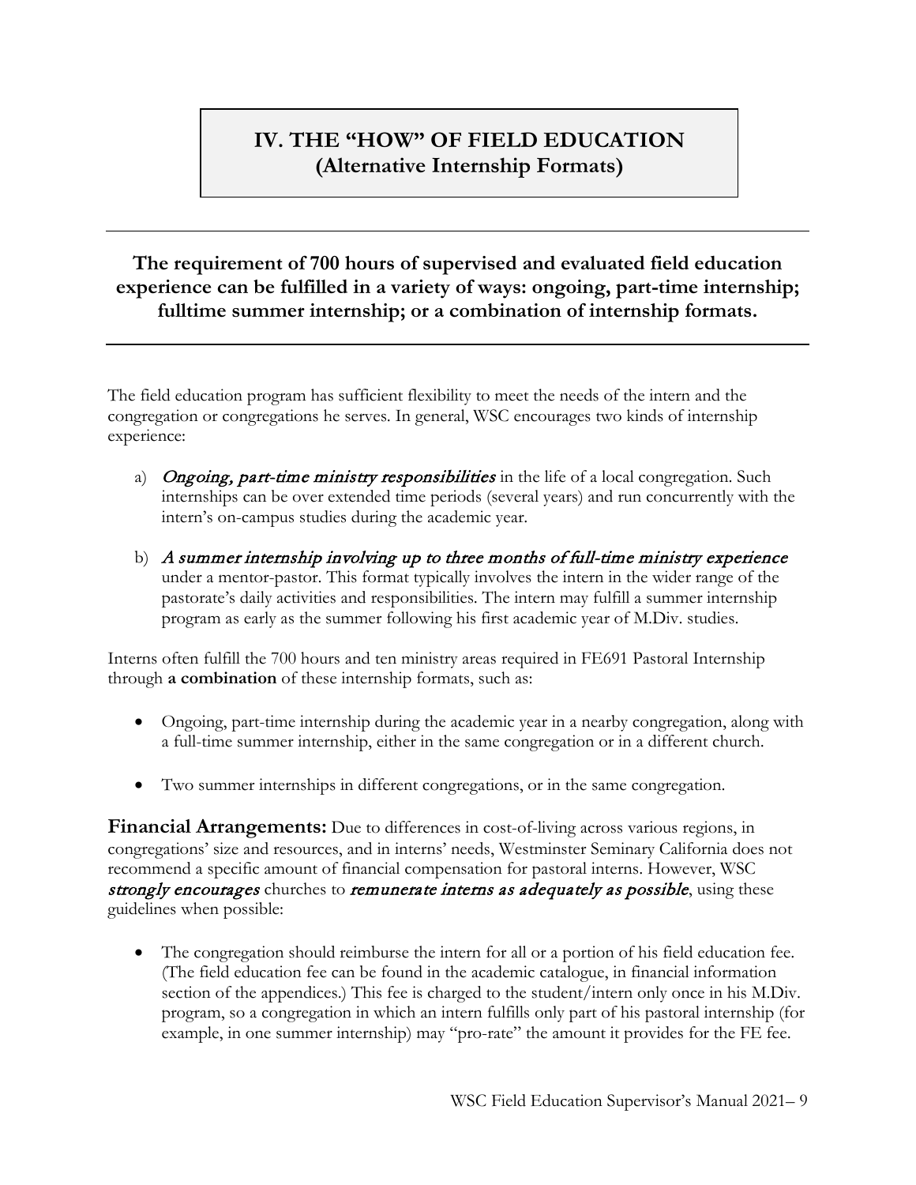# IV. THE "HOW" OF FIELD EDUCATION
## (Alternative Internship Formats)

---

**The requirement of 700 hours of supervised and evaluated field education experience can be fulfilled in a variety of ways: ongoing, part-time internship; fulltime summer internship; or a combination of internship formats.**

---

The field education program has sufficient flexibility to meet the needs of the intern and the congregation or congregations he serves. In general, WSC encourages two kinds of internship experience:

a) *Ongoing, part-time ministry responsibilities* in the life of a local congregation. Such internships can be over extended time periods (several years) and run concurrently with the intern's on-campus studies during the academic year.

b) *A summer internship involving up to three months of full-time ministry experience* under a mentor-pastor. This format typically involves the intern in the wider range of the pastorate's daily activities and responsibilities. The intern may fulfill a summer internship program as early as the summer following his first academic year of M.Div. studies.

Interns often fulfill the 700 hours and ten ministry areas required in FE691 Pastoral Internship through **a combination** of these internship formats, such as:

- Ongoing, part-time internship during the academic year in a nearby congregation, along with a full-time summer internship, either in the same congregation or in a different church.
- Two summer internships in different congregations, or in the same congregation.

**Financial Arrangements:** Due to differences in cost-of-living across various regions, in congregations' size and resources, and in interns' needs, Westminster Seminary California does not recommend a specific amount of financial compensation for pastoral interns. However, WSC *strongly encourages* churches to *remunerate interns as adequately as possible*, using these guidelines when possible:

- The congregation should reimburse the intern for all or a portion of his field education fee. (The field education fee can be found in the academic catalogue, in financial information section of the appendices.) This fee is charged to the student/intern only once in his M.Div. program, so a congregation in which an intern fulfills only part of his pastoral internship (for example, in one summer internship) may "pro-rate" the amount it provides for the FE fee.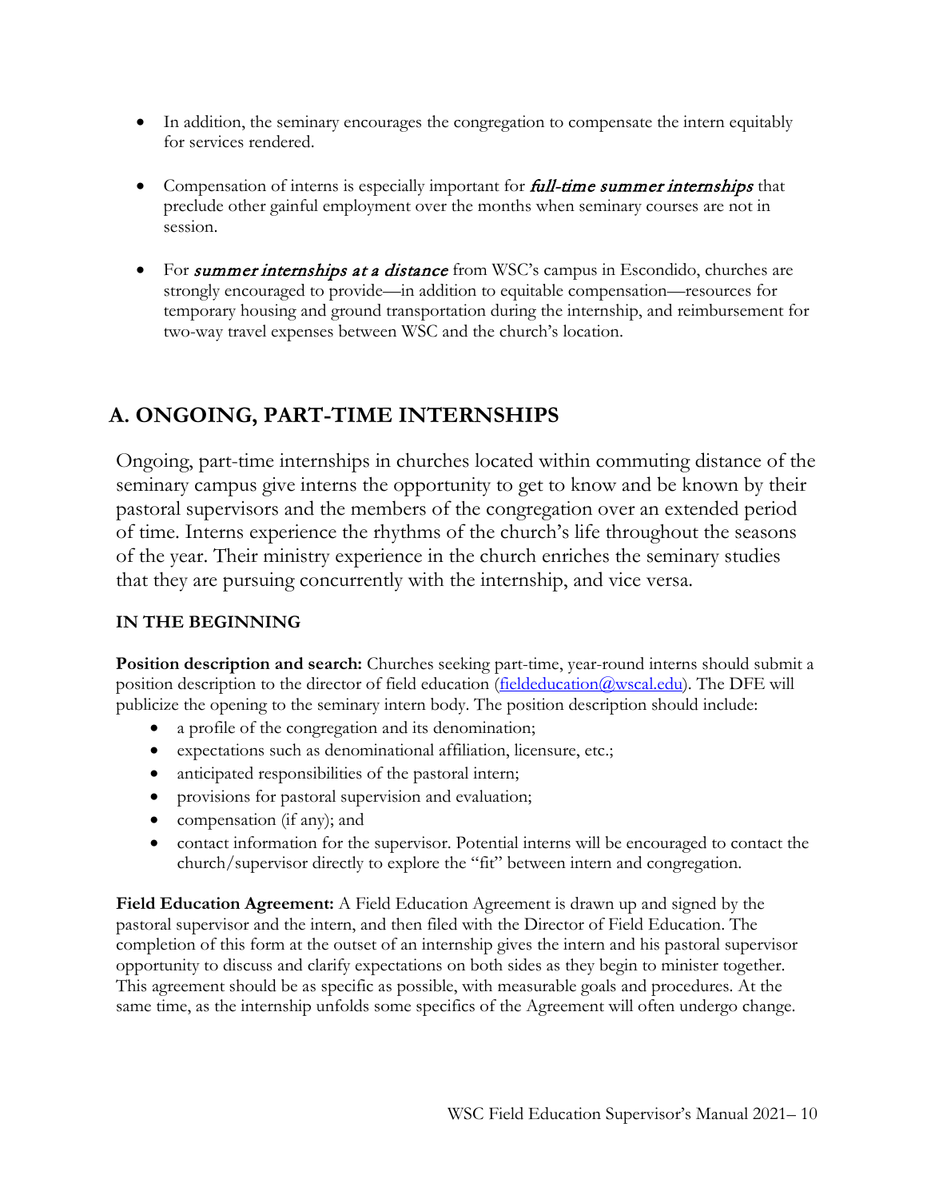- In addition, the seminary encourages the congregation to compensate the intern equitably for services rendered.
- Compensation of interns is especially important for *full-time summer internships* that preclude other gainful employment over the months when seminary courses are not in session.
- For *summer internships at a distance* from WSC's campus in Escondido, churches are strongly encouraged to provide—in addition to equitable compensation—resources for temporary housing and ground transportation during the internship, and reimbursement for two-way travel expenses between WSC and the church's location.

## A. ONGOING, PART-TIME INTERNSHIPS

Ongoing, part-time internships in churches located within commuting distance of the seminary campus give interns the opportunity to get to know and be known by their pastoral supervisors and the members of the congregation over an extended period of time. Interns experience the rhythms of the church's life throughout the seasons of the year. Their ministry experience in the church enriches the seminary studies that they are pursuing concurrently with the internship, and vice versa.

### IN THE BEGINNING

**Position description and search:** Churches seeking part-time, year-round interns should submit a position description to the director of field education (fieldeducation@wscal.edu). The DFE will publicize the opening to the seminary intern body. The position description should include:

- a profile of the congregation and its denomination;
- expectations such as denominational affiliation, licensure, etc.;
- anticipated responsibilities of the pastoral intern;
- provisions for pastoral supervision and evaluation;
- compensation (if any); and
- contact information for the supervisor. Potential interns will be encouraged to contact the church/supervisor directly to explore the "fit" between intern and congregation.

**Field Education Agreement:** A Field Education Agreement is drawn up and signed by the pastoral supervisor and the intern, and then filed with the Director of Field Education. The completion of this form at the outset of an internship gives the intern and his pastoral supervisor opportunity to discuss and clarify expectations on both sides as they begin to minister together. This agreement should be as specific as possible, with measurable goals and procedures. At the same time, as the internship unfolds some specifics of the Agreement will often undergo change.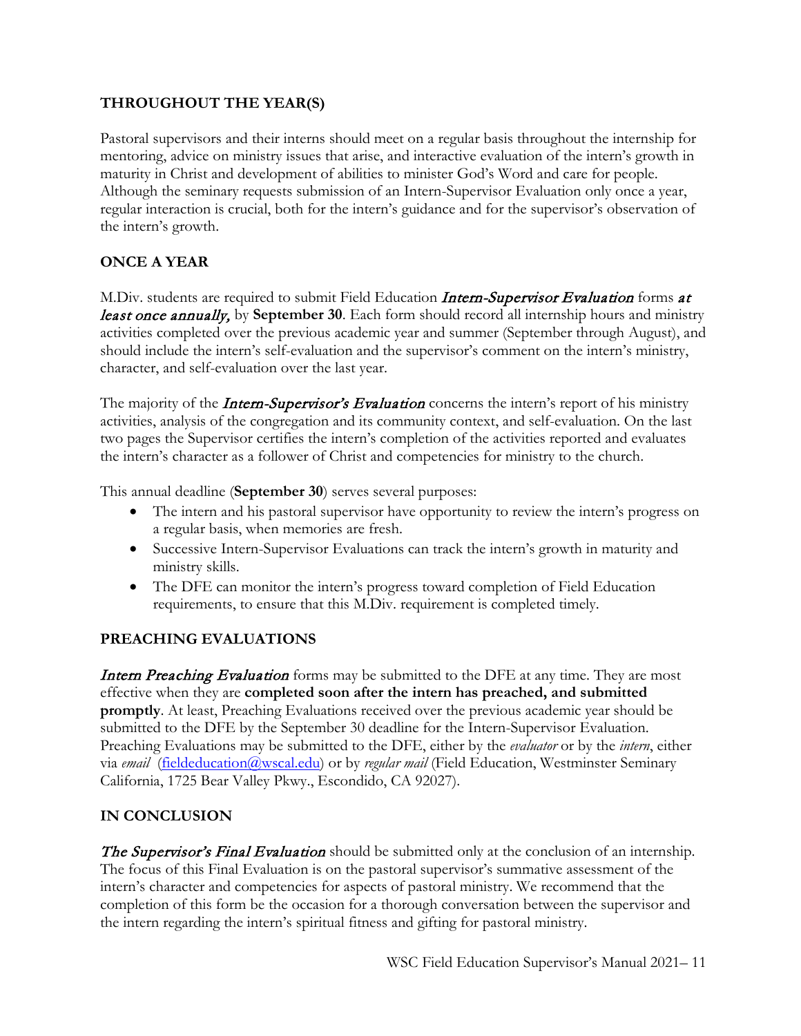## THROUGHOUT THE YEAR(S)

Pastoral supervisors and their interns should meet on a regular basis throughout the internship for mentoring, advice on ministry issues that arise, and interactive evaluation of the intern's growth in maturity in Christ and development of abilities to minister God's Word and care for people. Although the seminary requests submission of an Intern-Supervisor Evaluation only once a year, regular interaction is crucial, both for the intern's guidance and for the supervisor's observation of the intern's growth.

## ONCE A YEAR

M.Div. students are required to submit Field Education *Intern-Supervisor Evaluation* forms *at least once annually,* by **September 30**. Each form should record all internship hours and ministry activities completed over the previous academic year and summer (September through August), and should include the intern's self-evaluation and the supervisor's comment on the intern's ministry, character, and self-evaluation over the last year.

The majority of the *Intern-Supervisor's Evaluation* concerns the intern's report of his ministry activities, analysis of the congregation and its community context, and self-evaluation. On the last two pages the Supervisor certifies the intern's completion of the activities reported and evaluates the intern's character as a follower of Christ and competencies for ministry to the church.

This annual deadline (**September 30**) serves several purposes:

- The intern and his pastoral supervisor have opportunity to review the intern's progress on a regular basis, when memories are fresh.
- Successive Intern-Supervisor Evaluations can track the intern's growth in maturity and ministry skills.
- The DFE can monitor the intern's progress toward completion of Field Education requirements, to ensure that this M.Div. requirement is completed timely.

## PREACHING EVALUATIONS

*Intern Preaching Evaluation* forms may be submitted to the DFE at any time. They are most effective when they are **completed soon after the intern has preached, and submitted promptly**. At least, Preaching Evaluations received over the previous academic year should be submitted to the DFE by the September 30 deadline for the Intern-Supervisor Evaluation. Preaching Evaluations may be submitted to the DFE, either by the *evaluator* or by the *intern*, either via *email* (fieldeducation@wscal.edu) or by *regular mail* (Field Education, Westminster Seminary California, 1725 Bear Valley Pkwy., Escondido, CA 92027).

## IN CONCLUSION

*The Supervisor's Final Evaluation* should be submitted only at the conclusion of an internship. The focus of this Final Evaluation is on the pastoral supervisor's summative assessment of the intern's character and competencies for aspects of pastoral ministry. We recommend that the completion of this form be the occasion for a thorough conversation between the supervisor and the intern regarding the intern's spiritual fitness and gifting for pastoral ministry.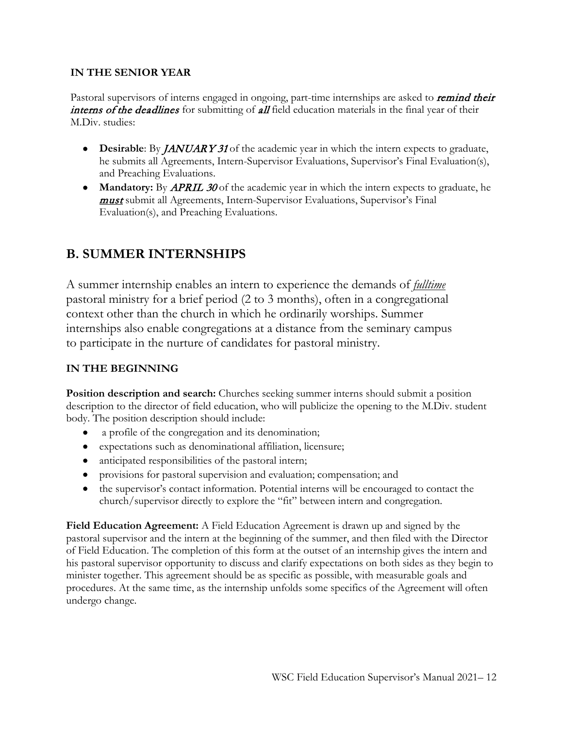**IN THE SENIOR YEAR**

Pastoral supervisors of interns engaged in ongoing, part-time internships are asked to ***remind their interns of the deadlines*** for submitting of ***all*** field education materials in the final year of their M.Div. studies:

- **Desirable**: By ***JANUARY 31*** of the academic year in which the intern expects to graduate, he submits all Agreements, Intern-Supervisor Evaluations, Supervisor's Final Evaluation(s), and Preaching Evaluations.
- **Mandatory:** By ***APRIL 30*** of the academic year in which the intern expects to graduate, he ***<u>must</u>*** submit all Agreements, Intern-Supervisor Evaluations, Supervisor's Final Evaluation(s), and Preaching Evaluations.

## B. SUMMER INTERNSHIPS

A summer internship enables an intern to experience the demands of *<u>fulltime</u>* pastoral ministry for a brief period (2 to 3 months), often in a congregational context other than the church in which he ordinarily worships. Summer internships also enable congregations at a distance from the seminary campus to participate in the nurture of candidates for pastoral ministry.

**IN THE BEGINNING**

**Position description and search:** Churches seeking summer interns should submit a position description to the director of field education, who will publicize the opening to the M.Div. student body. The position description should include:

- a profile of the congregation and its denomination;
- expectations such as denominational affiliation, licensure;
- anticipated responsibilities of the pastoral intern;
- provisions for pastoral supervision and evaluation; compensation; and
- the supervisor's contact information. Potential interns will be encouraged to contact the church/supervisor directly to explore the "fit" between intern and congregation.

**Field Education Agreement:** A Field Education Agreement is drawn up and signed by the pastoral supervisor and the intern at the beginning of the summer, and then filed with the Director of Field Education. The completion of this form at the outset of an internship gives the intern and his pastoral supervisor opportunity to discuss and clarify expectations on both sides as they begin to minister together. This agreement should be as specific as possible, with measurable goals and procedures. At the same time, as the internship unfolds some specifics of the Agreement will often undergo change.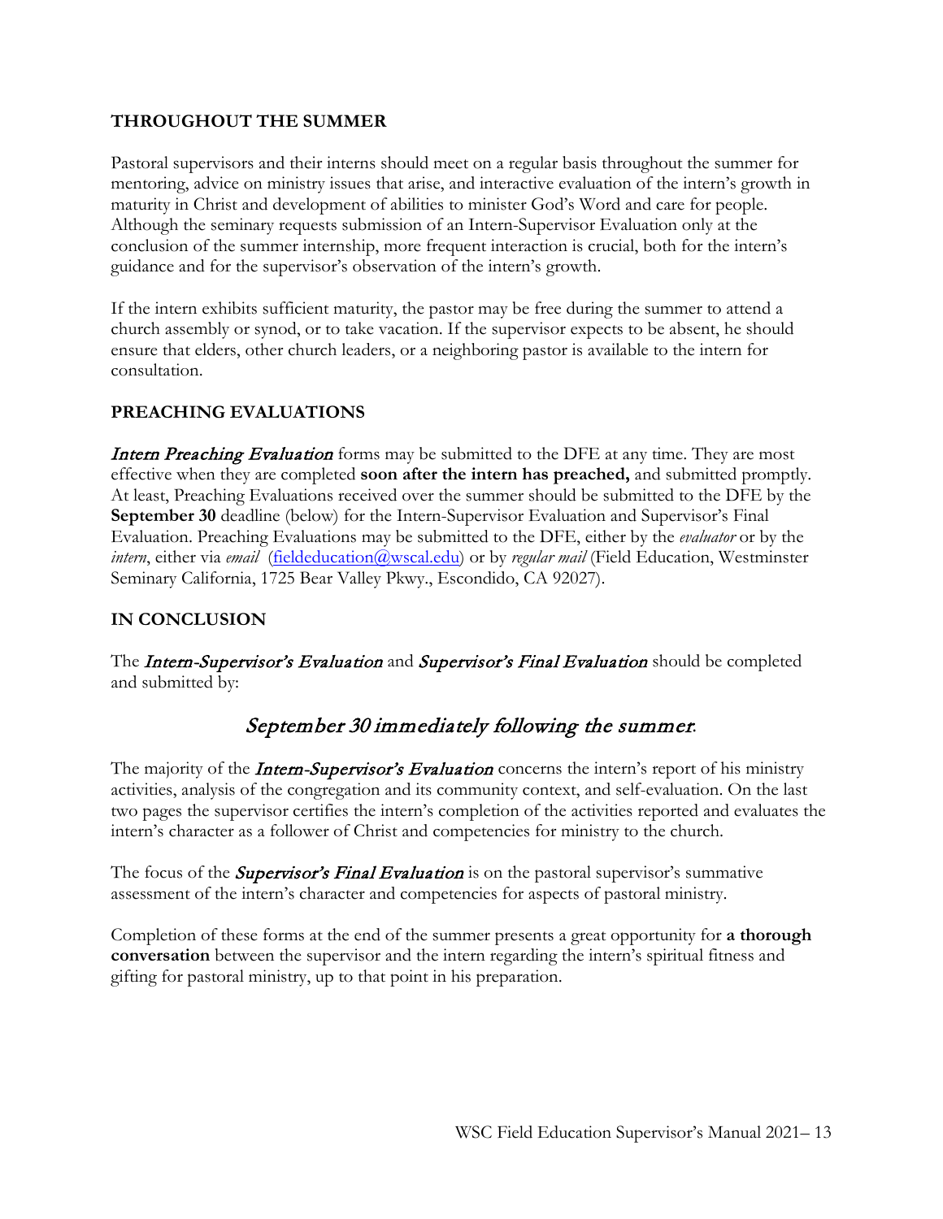## THROUGHOUT THE SUMMER

Pastoral supervisors and their interns should meet on a regular basis throughout the summer for mentoring, advice on ministry issues that arise, and interactive evaluation of the intern's growth in maturity in Christ and development of abilities to minister God's Word and care for people. Although the seminary requests submission of an Intern-Supervisor Evaluation only at the conclusion of the summer internship, more frequent interaction is crucial, both for the intern's guidance and for the supervisor's observation of the intern's growth.

If the intern exhibits sufficient maturity, the pastor may be free during the summer to attend a church assembly or synod, or to take vacation. If the supervisor expects to be absent, he should ensure that elders, other church leaders, or a neighboring pastor is available to the intern for consultation.

## PREACHING EVALUATIONS

***Intern Preaching Evaluation*** forms may be submitted to the DFE at any time. They are most effective when they are completed **soon after the intern has preached,** and submitted promptly. At least, Preaching Evaluations received over the summer should be submitted to the DFE by the **September 30** deadline (below) for the Intern-Supervisor Evaluation and Supervisor's Final Evaluation. Preaching Evaluations may be submitted to the DFE, either by the *evaluator* or by the *intern*, either via *email* (fieldeducation@wscal.edu) or by *regular mail* (Field Education, Westminster Seminary California, 1725 Bear Valley Pkwy., Escondido, CA 92027).

## IN CONCLUSION

The ***Intern-Supervisor's Evaluation*** and ***Supervisor's Final Evaluation*** should be completed and submitted by:

### *September 30 immediately following the summer.*

The majority of the ***Intern-Supervisor's Evaluation*** concerns the intern's report of his ministry activities, analysis of the congregation and its community context, and self-evaluation. On the last two pages the supervisor certifies the intern's completion of the activities reported and evaluates the intern's character as a follower of Christ and competencies for ministry to the church.

The focus of the ***Supervisor's Final Evaluation*** is on the pastoral supervisor's summative assessment of the intern's character and competencies for aspects of pastoral ministry.

Completion of these forms at the end of the summer presents a great opportunity for **a thorough conversation** between the supervisor and the intern regarding the intern's spiritual fitness and gifting for pastoral ministry, up to that point in his preparation.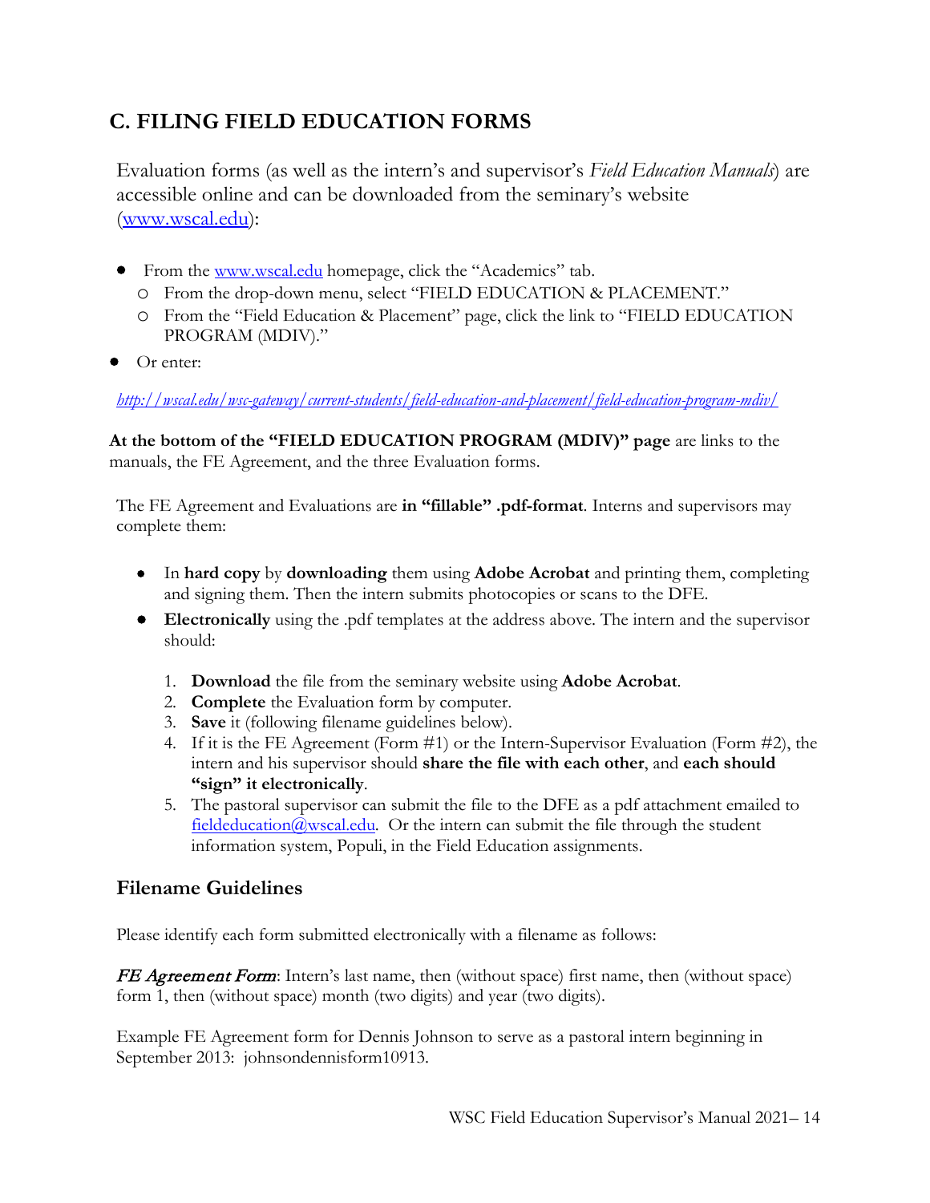## C. FILING FIELD EDUCATION FORMS

Evaluation forms (as well as the intern's and supervisor's *Field Education Manuals*) are accessible online and can be downloaded from the seminary's website (www.wscal.edu):

- From the www.wscal.edu homepage, click the "Academics" tab.
  - From the drop-down menu, select "FIELD EDUCATION & PLACEMENT."
  - From the "Field Education & Placement" page, click the link to "FIELD EDUCATION PROGRAM (MDIV)."
- Or enter:

*http://wscal.edu/wsc-gateway/current-students/field-education-and-placement/field-education-program-mdiv/*

**At the bottom of the "FIELD EDUCATION PROGRAM (MDIV)" page** are links to the manuals, the FE Agreement, and the three Evaluation forms.

The FE Agreement and Evaluations are **in "fillable" .pdf-format**. Interns and supervisors may complete them:

- In **hard copy** by **downloading** them using **Adobe Acrobat** and printing them, completing and signing them. Then the intern submits photocopies or scans to the DFE.
- **Electronically** using the .pdf templates at the address above. The intern and the supervisor should:

  1. **Download** the file from the seminary website using **Adobe Acrobat**.
  2. **Complete** the Evaluation form by computer.
  3. **Save** it (following filename guidelines below).
  4. If it is the FE Agreement (Form #1) or the Intern-Supervisor Evaluation (Form #2), the intern and his supervisor should **share the file with each other**, and **each should "sign" it electronically**.
  5. The pastoral supervisor can submit the file to the DFE as a pdf attachment emailed to fieldeducation@wscal.edu. Or the intern can submit the file through the student information system, Populi, in the Field Education assignments.

### Filename Guidelines

Please identify each form submitted electronically with a filename as follows:

*FE Agreement Form*: Intern's last name, then (without space) first name, then (without space) form 1, then (without space) month (two digits) and year (two digits).

Example FE Agreement form for Dennis Johnson to serve as a pastoral intern beginning in September 2013: johnsondennisform10913.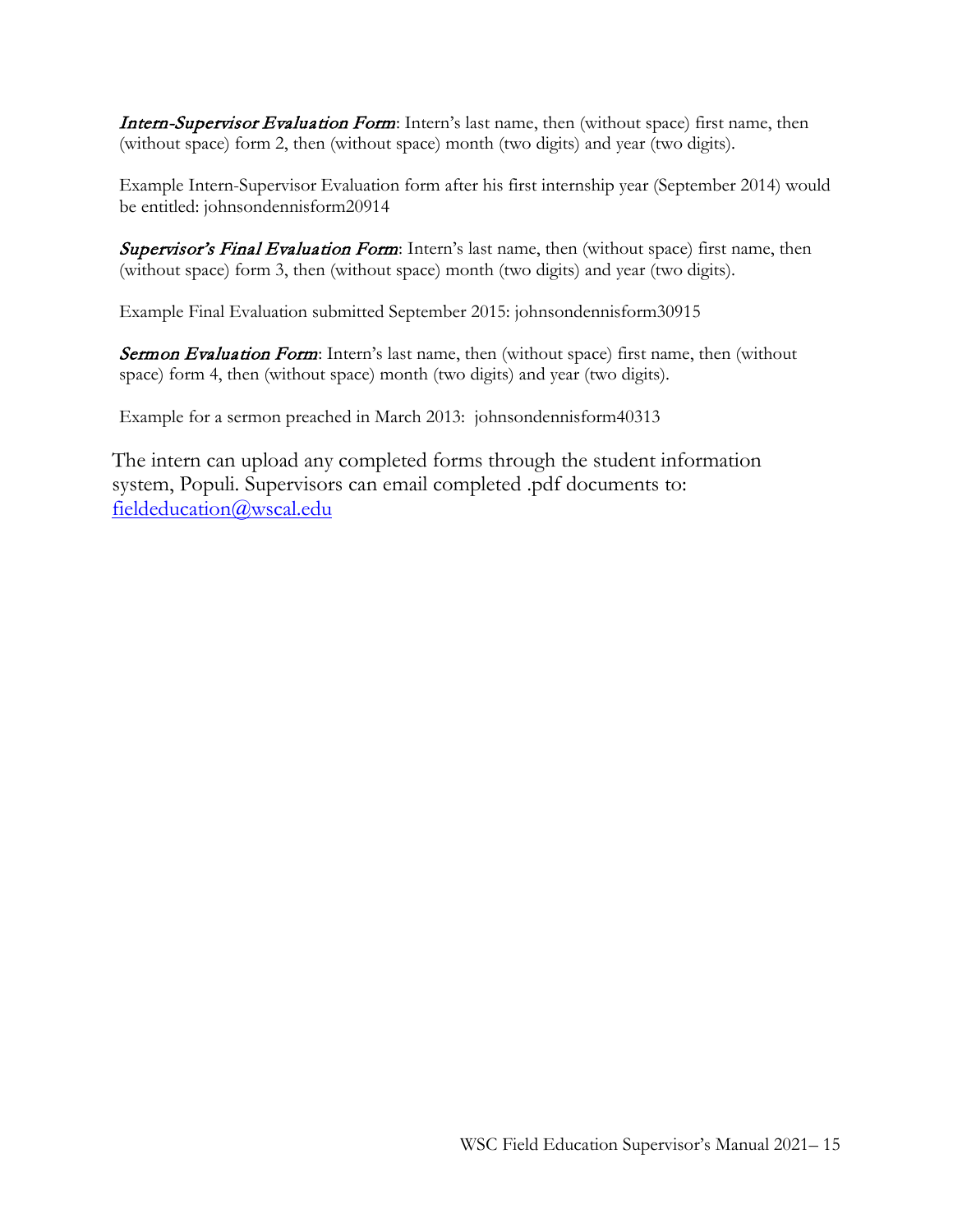*Intern-Supervisor Evaluation Form*: Intern's last name, then (without space) first name, then (without space) form 2, then (without space) month (two digits) and year (two digits).

Example Intern-Supervisor Evaluation form after his first internship year (September 2014) would be entitled: johnsondennisform20914

*Supervisor's Final Evaluation Form*: Intern's last name, then (without space) first name, then (without space) form 3, then (without space) month (two digits) and year (two digits).

Example Final Evaluation submitted September 2015: johnsondennisform30915

*Sermon Evaluation Form*: Intern's last name, then (without space) first name, then (without space) form 4, then (without space) month (two digits) and year (two digits).

Example for a sermon preached in March 2013: johnsondennisform40313

The intern can upload any completed forms through the student information system, Populi. Supervisors can email completed .pdf documents to: [fieldeducation@wscal.edu](mailto:fieldeducation@wscal.edu)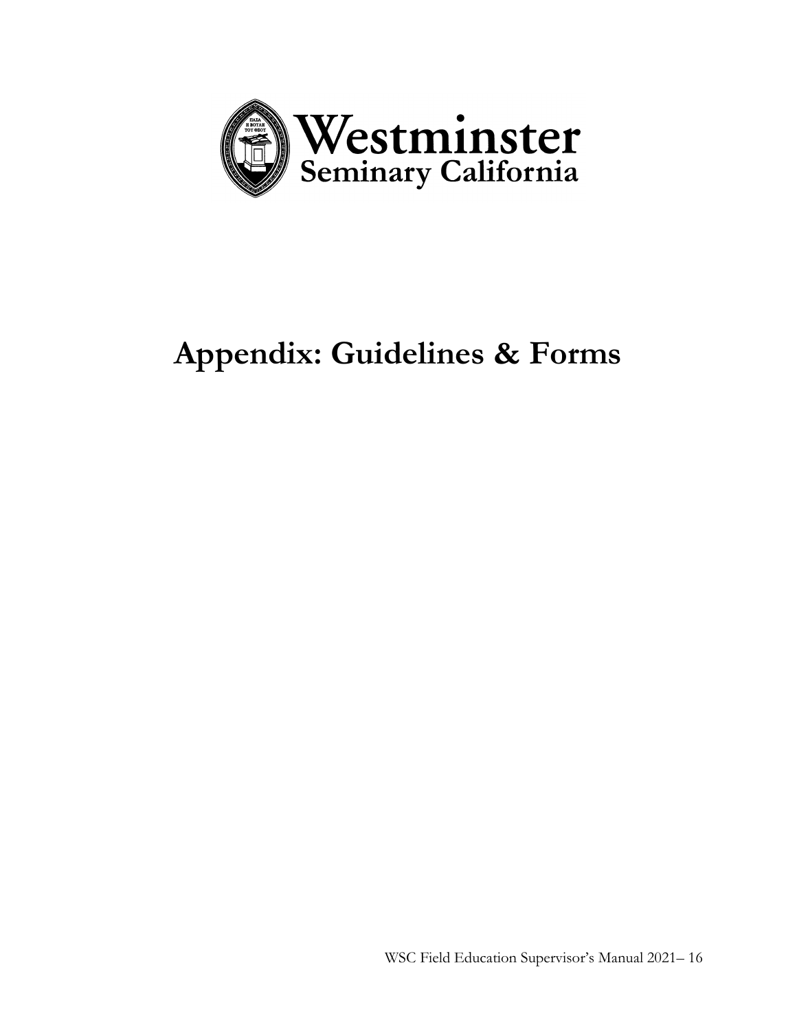# Appendix: Guidelines & Forms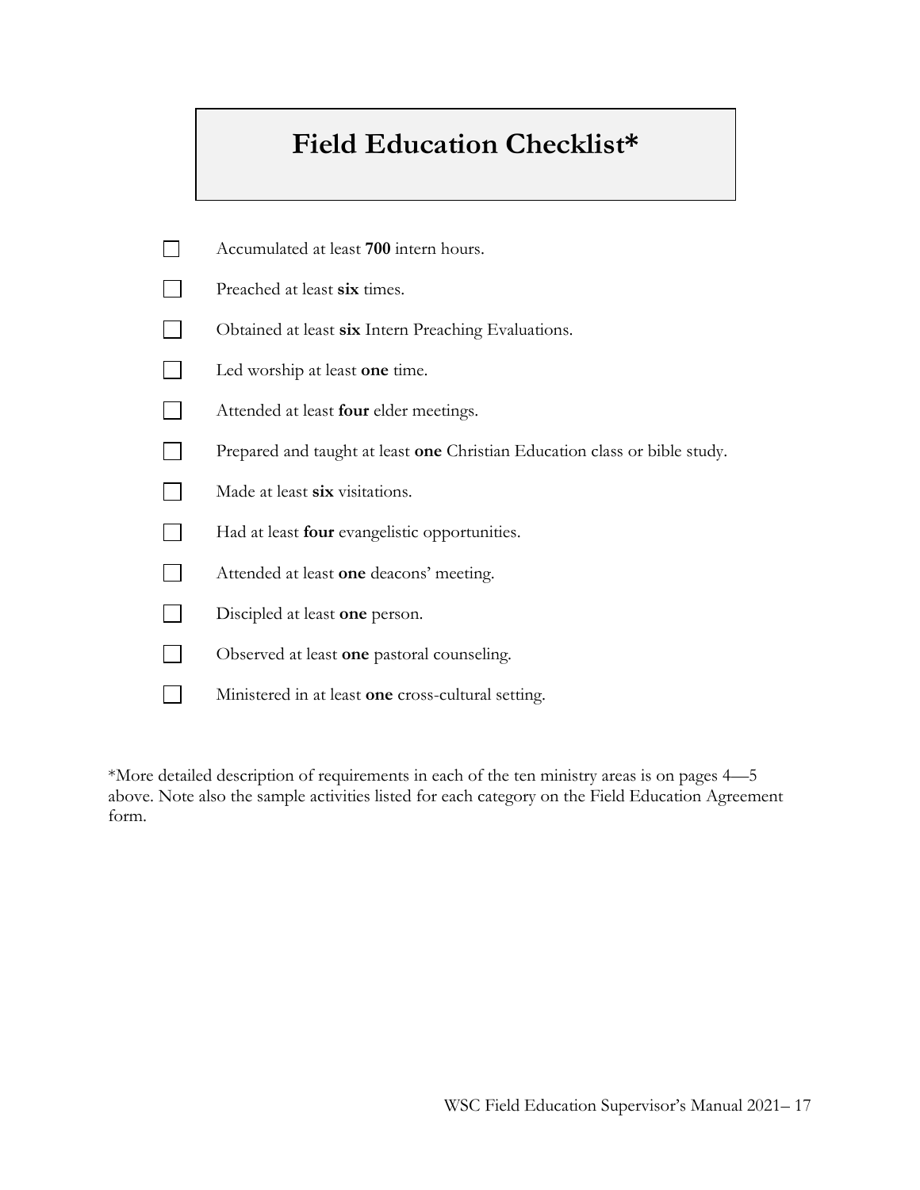# Field Education Checklist*

- [ ] Accumulated at least **700** intern hours.
- [ ] Preached at least **six** times.
- [ ] Obtained at least **six** Intern Preaching Evaluations.
- [ ] Led worship at least **one** time.
- [ ] Attended at least **four** elder meetings.
- [ ] Prepared and taught at least **one** Christian Education class or bible study.
- [ ] Made at least **six** visitations.
- [ ] Had at least **four** evangelistic opportunities.
- [ ] Attended at least **one** deacons' meeting.
- [ ] Discipled at least **one** person.
- [ ] Observed at least **one** pastoral counseling.
- [ ] Ministered in at least **one** cross-cultural setting.

*More detailed description of requirements in each of the ten ministry areas is on pages 4—5 above. Note also the sample activities listed for each category on the Field Education Agreement form.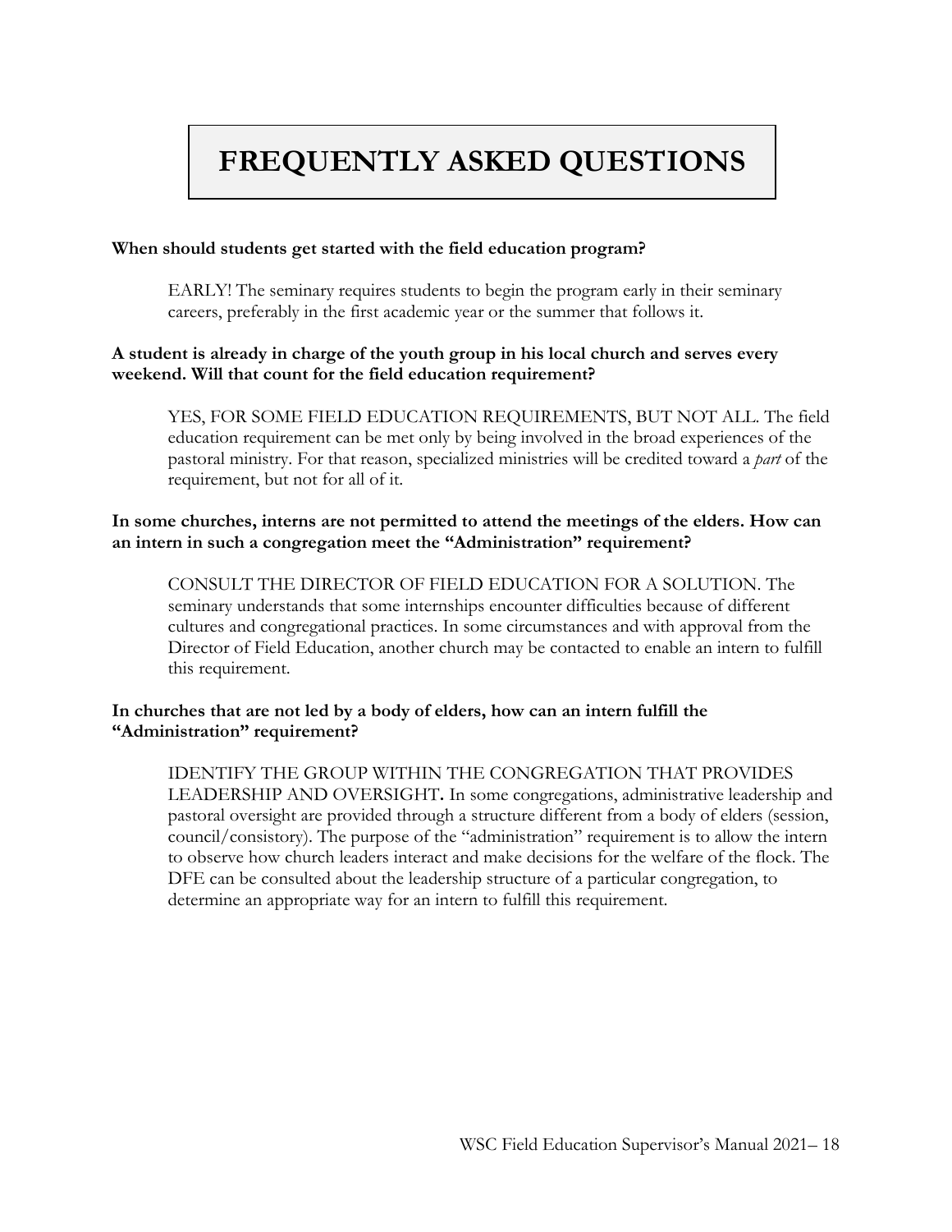# FREQUENTLY ASKED QUESTIONS

**When should students get started with the field education program?**

EARLY! The seminary requires students to begin the program early in their seminary careers, preferably in the first academic year or the summer that follows it.

**A student is already in charge of the youth group in his local church and serves every weekend. Will that count for the field education requirement?**

YES, FOR SOME FIELD EDUCATION REQUIREMENTS, BUT NOT ALL. The field education requirement can be met only by being involved in the broad experiences of the pastoral ministry. For that reason, specialized ministries will be credited toward a *part* of the requirement, but not for all of it.

**In some churches, interns are not permitted to attend the meetings of the elders. How can an intern in such a congregation meet the "Administration" requirement?**

CONSULT THE DIRECTOR OF FIELD EDUCATION FOR A SOLUTION. The seminary understands that some internships encounter difficulties because of different cultures and congregational practices. In some circumstances and with approval from the Director of Field Education, another church may be contacted to enable an intern to fulfill this requirement.

**In churches that are not led by a body of elders, how can an intern fulfill the "Administration" requirement?**

IDENTIFY THE GROUP WITHIN THE CONGREGATION THAT PROVIDES LEADERSHIP AND OVERSIGHT**.** In some congregations, administrative leadership and pastoral oversight are provided through a structure different from a body of elders (session, council/consistory). The purpose of the "administration" requirement is to allow the intern to observe how church leaders interact and make decisions for the welfare of the flock. The DFE can be consulted about the leadership structure of a particular congregation, to determine an appropriate way for an intern to fulfill this requirement.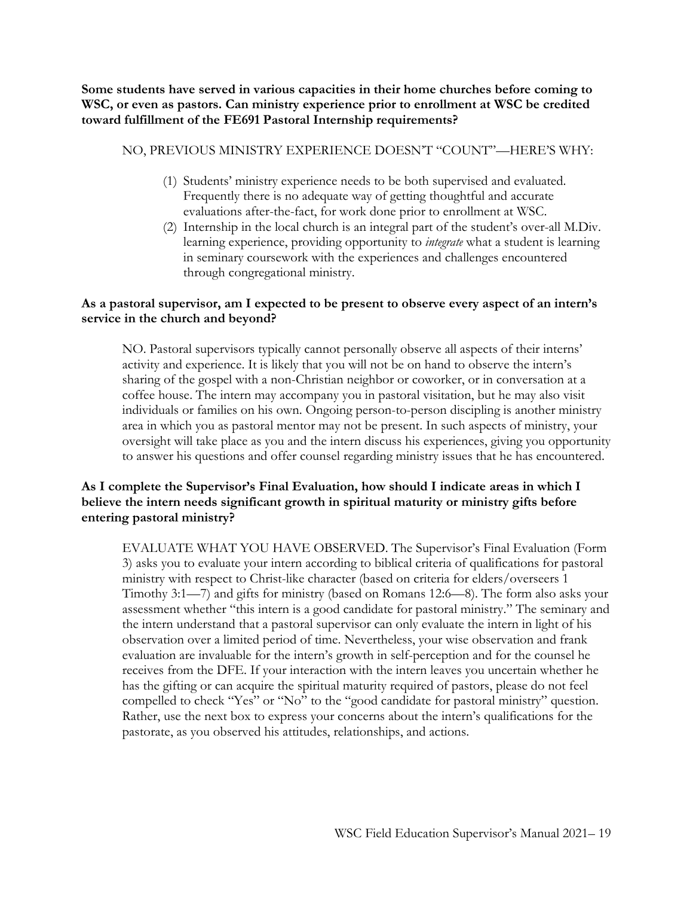**Some students have served in various capacities in their home churches before coming to WSC, or even as pastors. Can ministry experience prior to enrollment at WSC be credited toward fulfillment of the FE691 Pastoral Internship requirements?**

NO, PREVIOUS MINISTRY EXPERIENCE DOESN'T "COUNT"—HERE'S WHY:

(1) Students' ministry experience needs to be both supervised and evaluated. Frequently there is no adequate way of getting thoughtful and accurate evaluations after-the-fact, for work done prior to enrollment at WSC.

(2) Internship in the local church is an integral part of the student's over-all M.Div. learning experience, providing opportunity to *integrate* what a student is learning in seminary coursework with the experiences and challenges encountered through congregational ministry.

**As a pastoral supervisor, am I expected to be present to observe every aspect of an intern's service in the church and beyond?**

NO. Pastoral supervisors typically cannot personally observe all aspects of their interns' activity and experience. It is likely that you will not be on hand to observe the intern's sharing of the gospel with a non-Christian neighbor or coworker, or in conversation at a coffee house. The intern may accompany you in pastoral visitation, but he may also visit individuals or families on his own. Ongoing person-to-person discipling is another ministry area in which you as pastoral mentor may not be present. In such aspects of ministry, your oversight will take place as you and the intern discuss his experiences, giving you opportunity to answer his questions and offer counsel regarding ministry issues that he has encountered.

**As I complete the Supervisor's Final Evaluation, how should I indicate areas in which I believe the intern needs significant growth in spiritual maturity or ministry gifts before entering pastoral ministry?**

EVALUATE WHAT YOU HAVE OBSERVED. The Supervisor's Final Evaluation (Form 3) asks you to evaluate your intern according to biblical criteria of qualifications for pastoral ministry with respect to Christ-like character (based on criteria for elders/overseers 1 Timothy 3:1—7) and gifts for ministry (based on Romans 12:6—8). The form also asks your assessment whether "this intern is a good candidate for pastoral ministry." The seminary and the intern understand that a pastoral supervisor can only evaluate the intern in light of his observation over a limited period of time. Nevertheless, your wise observation and frank evaluation are invaluable for the intern's growth in self-perception and for the counsel he receives from the DFE. If your interaction with the intern leaves you uncertain whether he has the gifting or can acquire the spiritual maturity required of pastors, please do not feel compelled to check "Yes" or "No" to the "good candidate for pastoral ministry" question. Rather, use the next box to express your concerns about the intern's qualifications for the pastorate, as you observed his attitudes, relationships, and actions.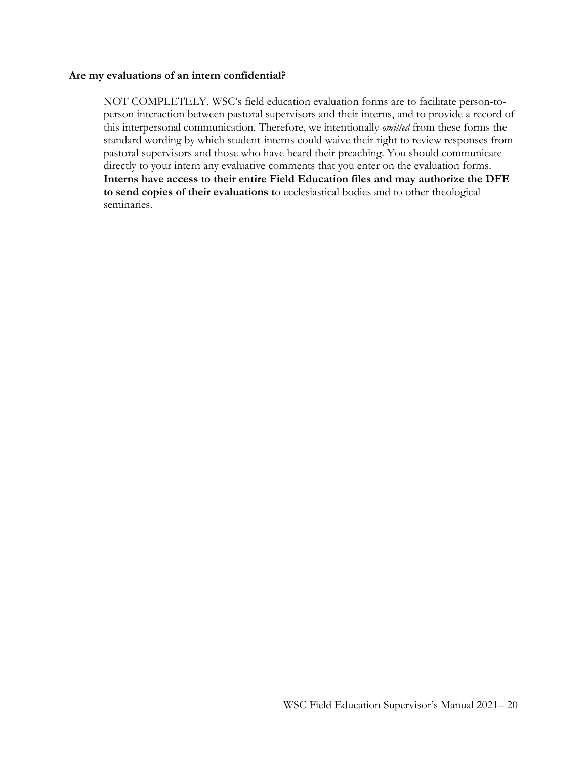**Are my evaluations of an intern confidential?**

NOT COMPLETELY. WSC's field education evaluation forms are to facilitate person-to-person interaction between pastoral supervisors and their interns, and to provide a record of this interpersonal communication. Therefore, we intentionally *omitted* from these forms the standard wording by which student-interns could waive their right to review responses from pastoral supervisors and those who have heard their preaching. You should communicate directly to your intern any evaluative comments that you enter on the evaluation forms. **Interns have access to their entire Field Education files and may authorize the DFE to send copies of their evaluations t**o ecclesiastical bodies and to other theological seminaries.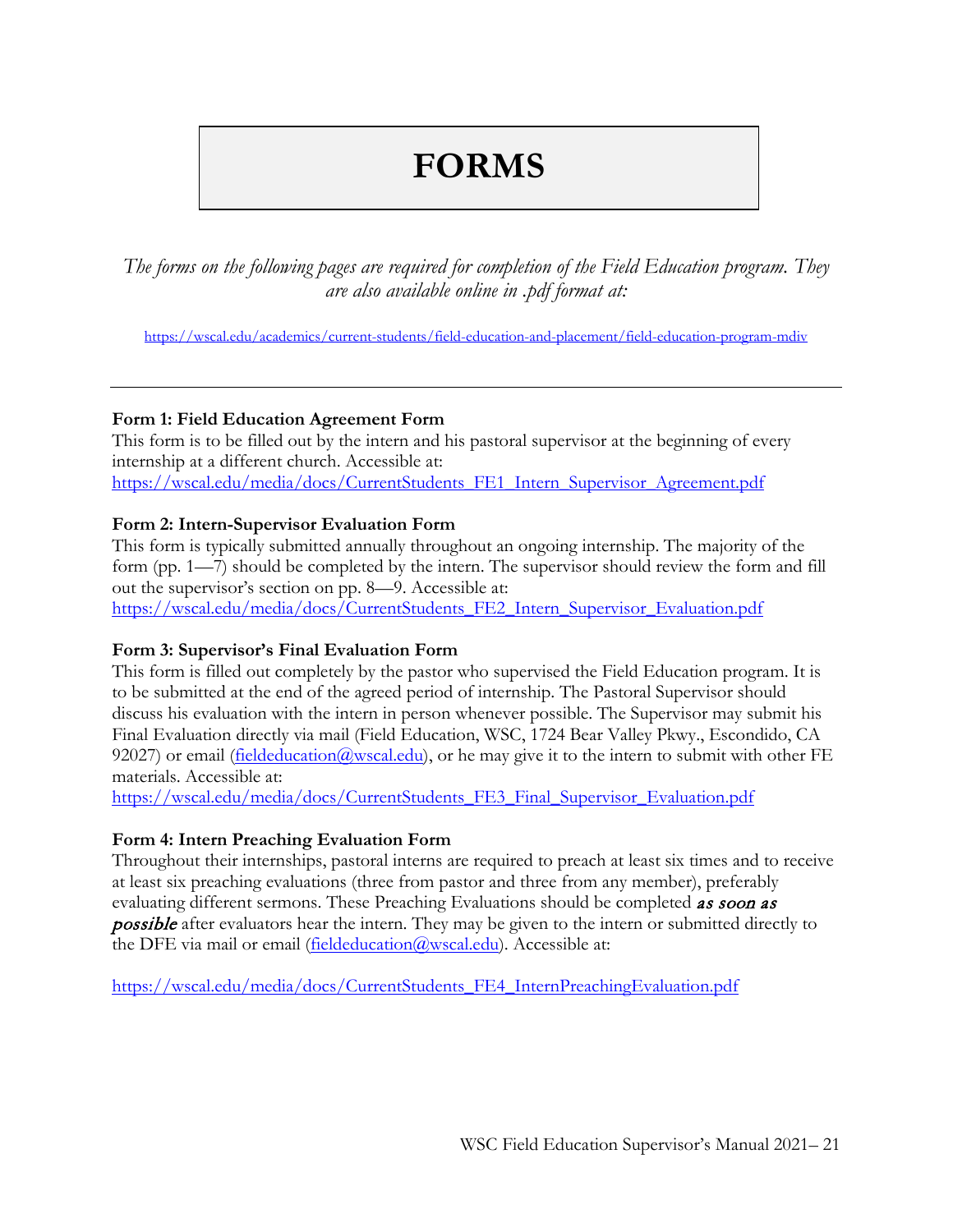# FORMS

*The forms on the following pages are required for completion of the Field Education program. They are also available online in .pdf format at:*

https://wscal.edu/academics/current-students/field-education-and-placement/field-education-program-mdiv

---

**Form 1: Field Education Agreement Form**

This form is to be filled out by the intern and his pastoral supervisor at the beginning of every internship at a different church. Accessible at:
https://wscal.edu/media/docs/CurrentStudents_FE1_Intern_Supervisor_Agreement.pdf

**Form 2: Intern-Supervisor Evaluation Form**

This form is typically submitted annually throughout an ongoing internship. The majority of the form (pp. 1—7) should be completed by the intern. The supervisor should review the form and fill out the supervisor's section on pp. 8—9. Accessible at:
https://wscal.edu/media/docs/CurrentStudents_FE2_Intern_Supervisor_Evaluation.pdf

**Form 3: Supervisor's Final Evaluation Form**

This form is filled out completely by the pastor who supervised the Field Education program. It is to be submitted at the end of the agreed period of internship. The Pastoral Supervisor should discuss his evaluation with the intern in person whenever possible. The Supervisor may submit his Final Evaluation directly via mail (Field Education, WSC, 1724 Bear Valley Pkwy., Escondido, CA 92027) or email (fieldeducation@wscal.edu), or he may give it to the intern to submit with other FE materials. Accessible at:
https://wscal.edu/media/docs/CurrentStudents_FE3_Final_Supervisor_Evaluation.pdf

**Form 4: Intern Preaching Evaluation Form**

Throughout their internships, pastoral interns are required to preach at least six times and to receive at least six preaching evaluations (three from pastor and three from any member), preferably evaluating different sermons. These Preaching Evaluations should be completed ***as soon as possible*** after evaluators hear the intern. They may be given to the intern or submitted directly to the DFE via mail or email (fieldeducation@wscal.edu). Accessible at:

https://wscal.edu/media/docs/CurrentStudents_FE4_InternPreachingEvaluation.pdf